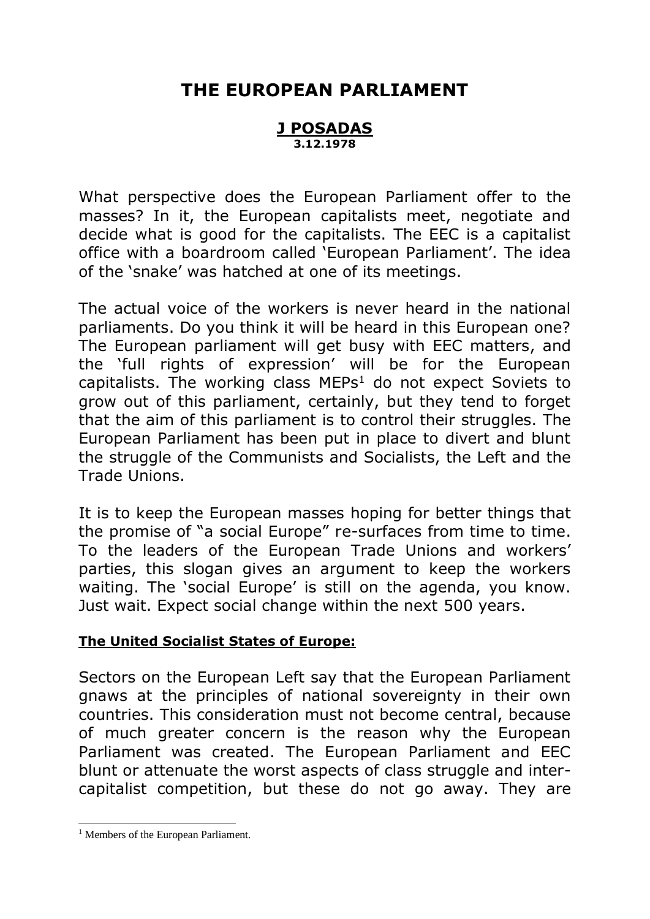# THE EUROPEAN PARLIAMENT

**J POSADAS**
**3.12.1978**

What perspective does the European Parliament offer to the masses? In it, the European capitalists meet, negotiate and decide what is good for the capitalists. The EEC is a capitalist office with a boardroom called 'European Parliament'. The idea of the 'snake' was hatched at one of its meetings.

The actual voice of the workers is never heard in the national parliaments. Do you think it will be heard in this European one? The European parliament will get busy with EEC matters, and the 'full rights of expression' will be for the European capitalists. The working class MEPs[1] do not expect Soviets to grow out of this parliament, certainly, but they tend to forget that the aim of this parliament is to control their struggles. The European Parliament has been put in place to divert and blunt the struggle of the Communists and Socialists, the Left and the Trade Unions.

It is to keep the European masses hoping for better things that the promise of "a social Europe" re-surfaces from time to time. To the leaders of the European Trade Unions and workers' parties, this slogan gives an argument to keep the workers waiting. The 'social Europe' is still on the agenda, you know. Just wait. Expect social change within the next 500 years.

**The United Socialist States of Europe:**

Sectors on the European Left say that the European Parliament gnaws at the principles of national sovereignty in their own countries. This consideration must not become central, because of much greater concern is the reason why the European Parliament was created. The European Parliament and EEC blunt or attenuate the worst aspects of class struggle and inter-capitalist competition, but these do not go away. They are

[1] Members of the European Parliament.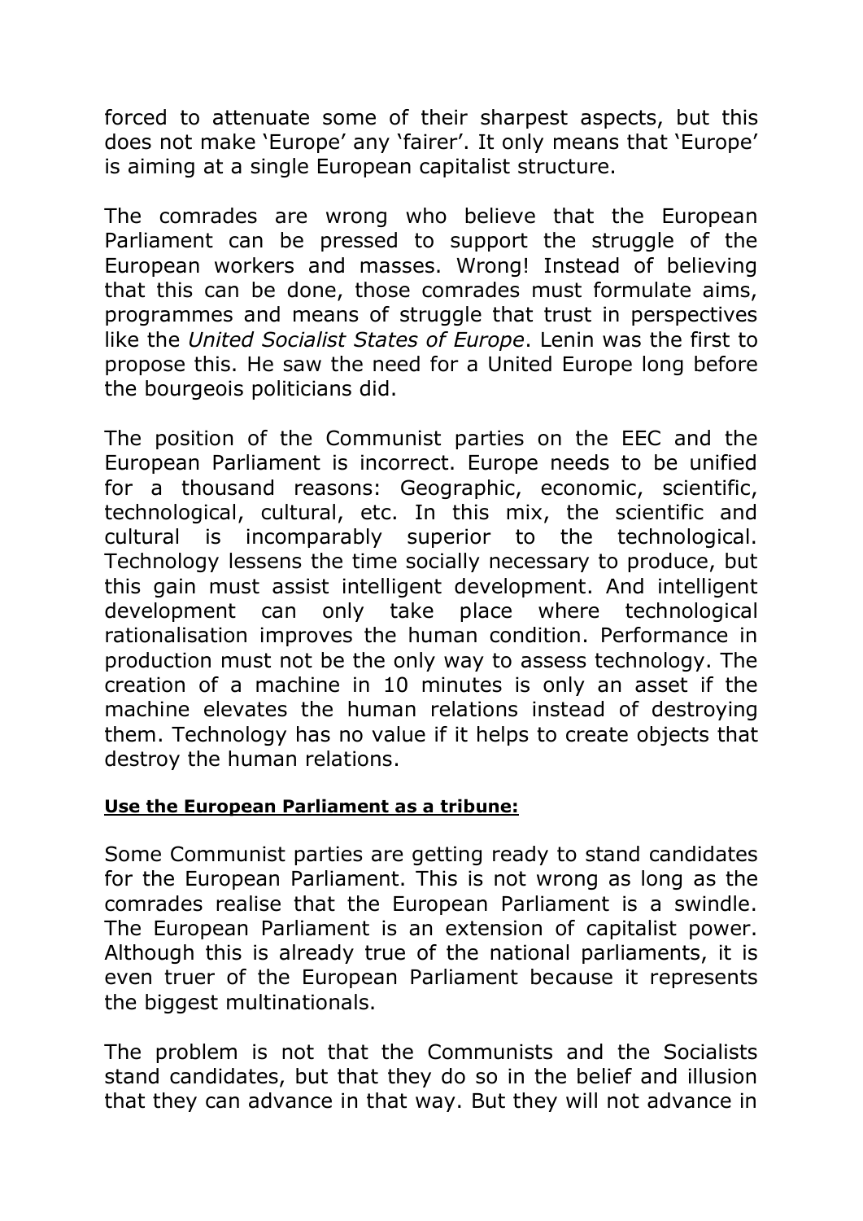forced to attenuate some of their sharpest aspects, but this does not make 'Europe' any 'fairer'. It only means that 'Europe' is aiming at a single European capitalist structure.

The comrades are wrong who believe that the European Parliament can be pressed to support the struggle of the European workers and masses. Wrong! Instead of believing that this can be done, those comrades must formulate aims, programmes and means of struggle that trust in perspectives like the *United Socialist States of Europe*. Lenin was the first to propose this. He saw the need for a United Europe long before the bourgeois politicians did.

The position of the Communist parties on the EEC and the European Parliament is incorrect. Europe needs to be unified for a thousand reasons: Geographic, economic, scientific, technological, cultural, etc. In this mix, the scientific and cultural is incomparably superior to the technological. Technology lessens the time socially necessary to produce, but this gain must assist intelligent development. And intelligent development can only take place where technological rationalisation improves the human condition. Performance in production must not be the only way to assess technology. The creation of a machine in 10 minutes is only an asset if the machine elevates the human relations instead of destroying them. Technology has no value if it helps to create objects that destroy the human relations.

**Use the European Parliament as a tribune:**

Some Communist parties are getting ready to stand candidates for the European Parliament. This is not wrong as long as the comrades realise that the European Parliament is a swindle. The European Parliament is an extension of capitalist power. Although this is already true of the national parliaments, it is even truer of the European Parliament because it represents the biggest multinationals.

The problem is not that the Communists and the Socialists stand candidates, but that they do so in the belief and illusion that they can advance in that way. But they will not advance in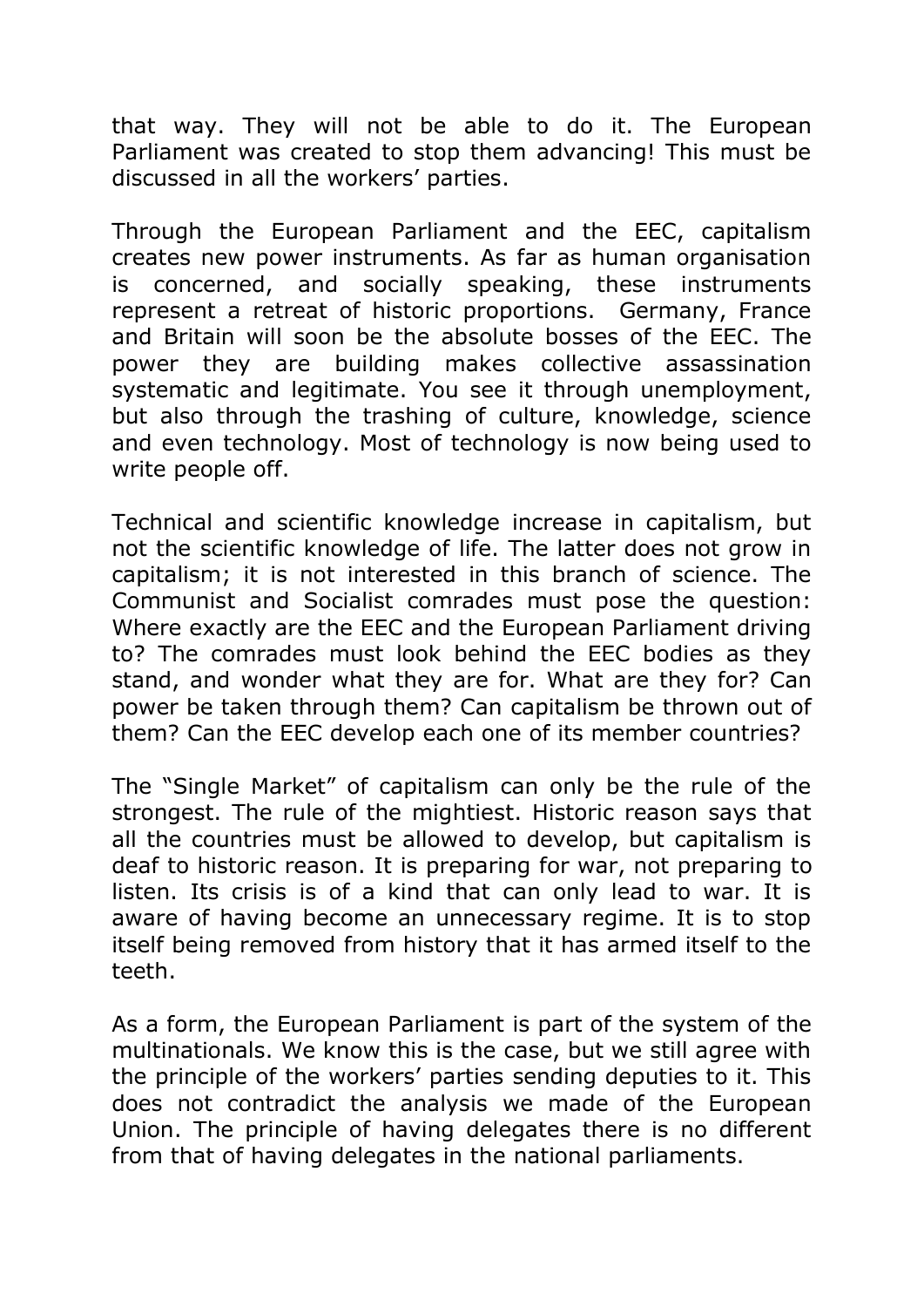that way. They will not be able to do it. The European Parliament was created to stop them advancing! This must be discussed in all the workers' parties.

Through the European Parliament and the EEC, capitalism creates new power instruments. As far as human organisation is concerned, and socially speaking, these instruments represent a retreat of historic proportions. Germany, France and Britain will soon be the absolute bosses of the EEC. The power they are building makes collective assassination systematic and legitimate. You see it through unemployment, but also through the trashing of culture, knowledge, science and even technology. Most of technology is now being used to write people off.

Technical and scientific knowledge increase in capitalism, but not the scientific knowledge of life. The latter does not grow in capitalism; it is not interested in this branch of science. The Communist and Socialist comrades must pose the question: Where exactly are the EEC and the European Parliament driving to? The comrades must look behind the EEC bodies as they stand, and wonder what they are for. What are they for? Can power be taken through them? Can capitalism be thrown out of them? Can the EEC develop each one of its member countries?

The "Single Market" of capitalism can only be the rule of the strongest. The rule of the mightiest. Historic reason says that all the countries must be allowed to develop, but capitalism is deaf to historic reason. It is preparing for war, not preparing to listen. Its crisis is of a kind that can only lead to war. It is aware of having become an unnecessary regime. It is to stop itself being removed from history that it has armed itself to the teeth.

As a form, the European Parliament is part of the system of the multinationals. We know this is the case, but we still agree with the principle of the workers' parties sending deputies to it. This does not contradict the analysis we made of the European Union. The principle of having delegates there is no different from that of having delegates in the national parliaments.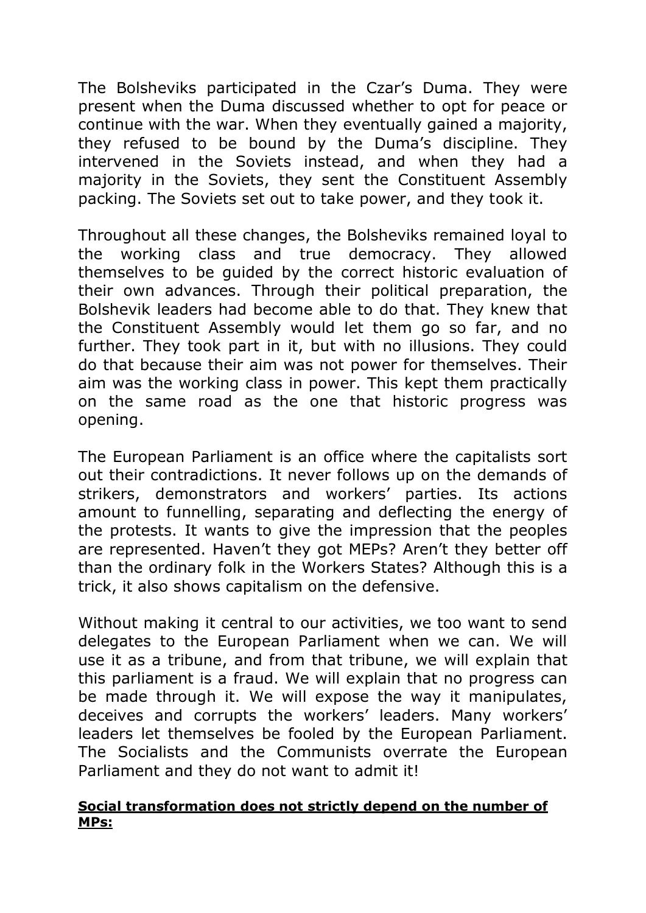The Bolsheviks participated in the Czar's Duma. They were present when the Duma discussed whether to opt for peace or continue with the war. When they eventually gained a majority, they refused to be bound by the Duma's discipline. They intervened in the Soviets instead, and when they had a majority in the Soviets, they sent the Constituent Assembly packing. The Soviets set out to take power, and they took it.

Throughout all these changes, the Bolsheviks remained loyal to the working class and true democracy. They allowed themselves to be guided by the correct historic evaluation of their own advances. Through their political preparation, the Bolshevik leaders had become able to do that. They knew that the Constituent Assembly would let them go so far, and no further. They took part in it, but with no illusions. They could do that because their aim was not power for themselves. Their aim was the working class in power. This kept them practically on the same road as the one that historic progress was opening.

The European Parliament is an office where the capitalists sort out their contradictions. It never follows up on the demands of strikers, demonstrators and workers' parties. Its actions amount to funnelling, separating and deflecting the energy of the protests. It wants to give the impression that the peoples are represented. Haven't they got MEPs? Aren't they better off than the ordinary folk in the Workers States? Although this is a trick, it also shows capitalism on the defensive.

Without making it central to our activities, we too want to send delegates to the European Parliament when we can. We will use it as a tribune, and from that tribune, we will explain that this parliament is a fraud. We will explain that no progress can be made through it. We will expose the way it manipulates, deceives and corrupts the workers' leaders. Many workers' leaders let themselves be fooled by the European Parliament. The Socialists and the Communists overrate the European Parliament and they do not want to admit it!

**Social transformation does not strictly depend on the number of MPs:**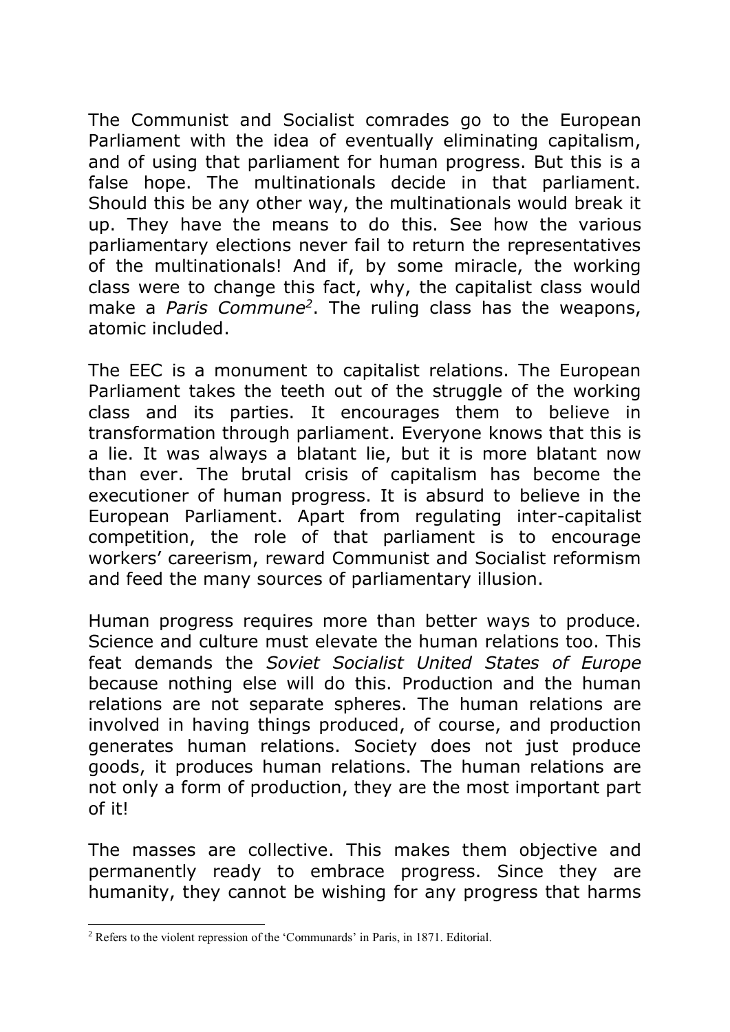The Communist and Socialist comrades go to the European Parliament with the idea of eventually eliminating capitalism, and of using that parliament for human progress. But this is a false hope. The multinationals decide in that parliament. Should this be any other way, the multinationals would break it up. They have the means to do this. See how the various parliamentary elections never fail to return the representatives of the multinationals! And if, by some miracle, the working class were to change this fact, why, the capitalist class would make a *Paris Commune*[2]. The ruling class has the weapons, atomic included.

The EEC is a monument to capitalist relations. The European Parliament takes the teeth out of the struggle of the working class and its parties. It encourages them to believe in transformation through parliament. Everyone knows that this is a lie. It was always a blatant lie, but it is more blatant now than ever. The brutal crisis of capitalism has become the executioner of human progress. It is absurd to believe in the European Parliament. Apart from regulating inter-capitalist competition, the role of that parliament is to encourage workers' careerism, reward Communist and Socialist reformism and feed the many sources of parliamentary illusion.

Human progress requires more than better ways to produce. Science and culture must elevate the human relations too. This feat demands the *Soviet Socialist United States of Europe* because nothing else will do this. Production and the human relations are not separate spheres. The human relations are involved in having things produced, of course, and production generates human relations. Society does not just produce goods, it produces human relations. The human relations are not only a form of production, they are the most important part of it!

The masses are collective. This makes them objective and permanently ready to embrace progress. Since they are humanity, they cannot be wishing for any progress that harms

[2] Refers to the violent repression of the 'Communards' in Paris, in 1871. Editorial.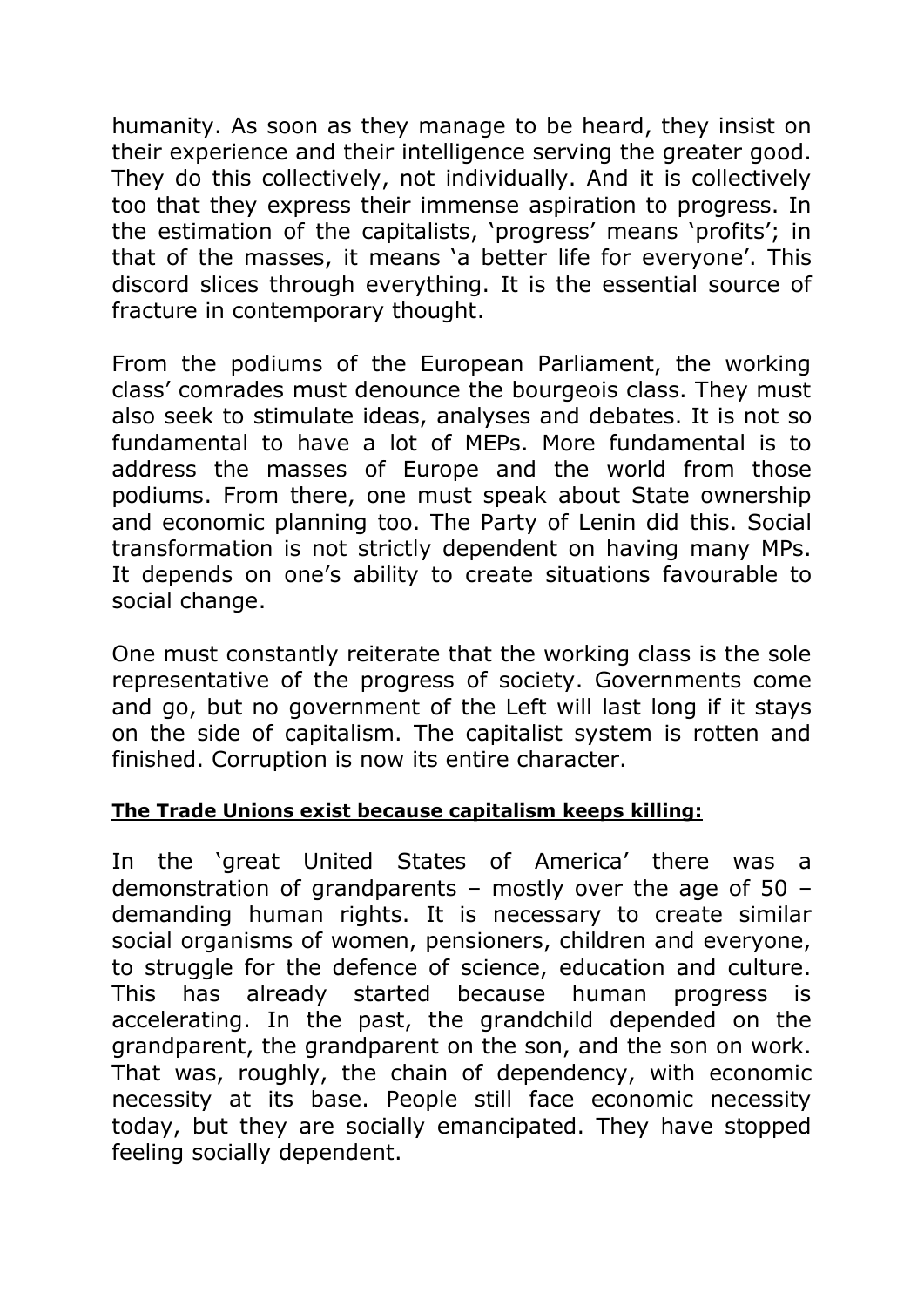humanity. As soon as they manage to be heard, they insist on their experience and their intelligence serving the greater good. They do this collectively, not individually. And it is collectively too that they express their immense aspiration to progress. In the estimation of the capitalists, 'progress' means 'profits'; in that of the masses, it means 'a better life for everyone'. This discord slices through everything. It is the essential source of fracture in contemporary thought.

From the podiums of the European Parliament, the working class' comrades must denounce the bourgeois class. They must also seek to stimulate ideas, analyses and debates. It is not so fundamental to have a lot of MEPs. More fundamental is to address the masses of Europe and the world from those podiums. From there, one must speak about State ownership and economic planning too. The Party of Lenin did this. Social transformation is not strictly dependent on having many MPs. It depends on one's ability to create situations favourable to social change.

One must constantly reiterate that the working class is the sole representative of the progress of society. Governments come and go, but no government of the Left will last long if it stays on the side of capitalism. The capitalist system is rotten and finished. Corruption is now its entire character.

**The Trade Unions exist because capitalism keeps killing:**

In the 'great United States of America' there was a demonstration of grandparents – mostly over the age of 50 – demanding human rights. It is necessary to create similar social organisms of women, pensioners, children and everyone, to struggle for the defence of science, education and culture. This has already started because human progress is accelerating. In the past, the grandchild depended on the grandparent, the grandparent on the son, and the son on work. That was, roughly, the chain of dependency, with economic necessity at its base. People still face economic necessity today, but they are socially emancipated. They have stopped feeling socially dependent.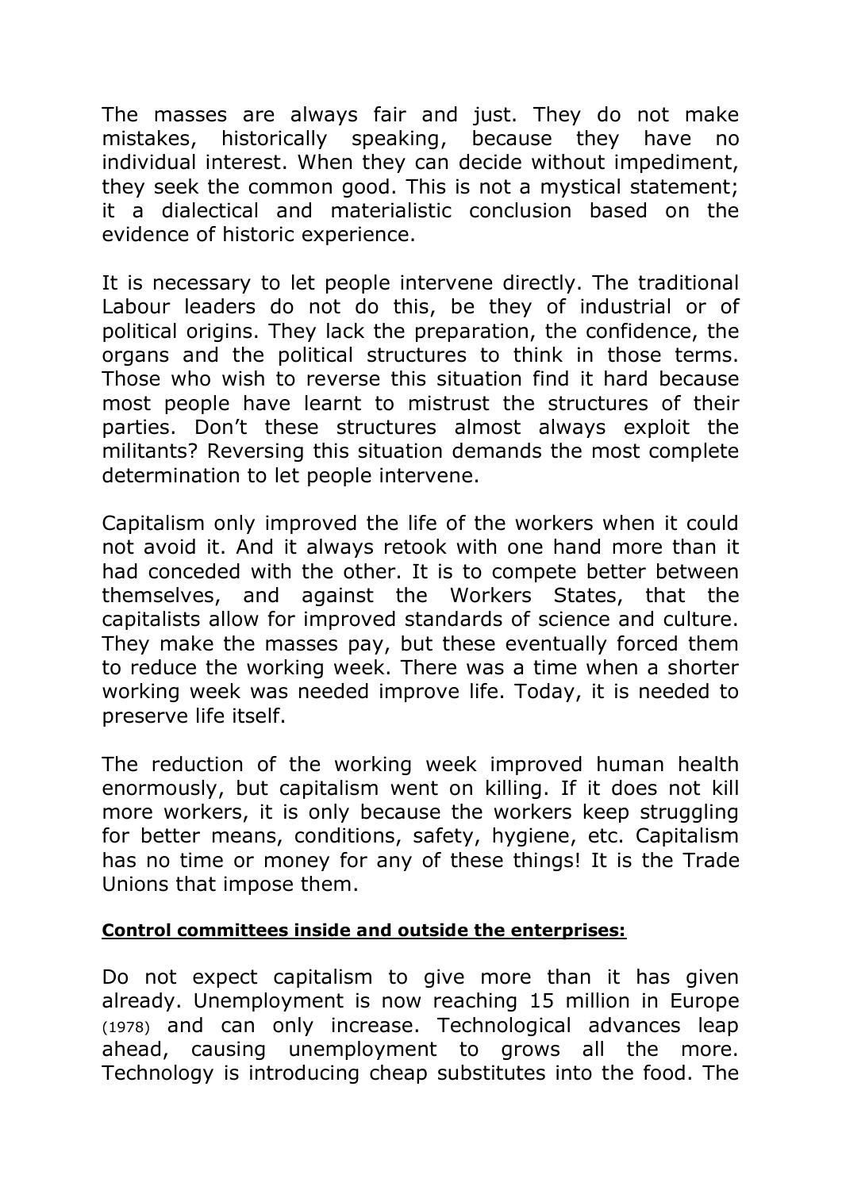The masses are always fair and just. They do not make mistakes, historically speaking, because they have no individual interest. When they can decide without impediment, they seek the common good. This is not a mystical statement; it a dialectical and materialistic conclusion based on the evidence of historic experience.

It is necessary to let people intervene directly. The traditional Labour leaders do not do this, be they of industrial or of political origins. They lack the preparation, the confidence, the organs and the political structures to think in those terms. Those who wish to reverse this situation find it hard because most people have learnt to mistrust the structures of their parties. Don't these structures almost always exploit the militants? Reversing this situation demands the most complete determination to let people intervene.

Capitalism only improved the life of the workers when it could not avoid it. And it always retook with one hand more than it had conceded with the other. It is to compete better between themselves, and against the Workers States, that the capitalists allow for improved standards of science and culture. They make the masses pay, but these eventually forced them to reduce the working week. There was a time when a shorter working week was needed improve life. Today, it is needed to preserve life itself.

The reduction of the working week improved human health enormously, but capitalism went on killing. If it does not kill more workers, it is only because the workers keep struggling for better means, conditions, safety, hygiene, etc. Capitalism has no time or money for any of these things! It is the Trade Unions that impose them.

**Control committees inside and outside the enterprises:**

Do not expect capitalism to give more than it has given already. Unemployment is now reaching 15 million in Europe (1978) and can only increase. Technological advances leap ahead, causing unemployment to grows all the more. Technology is introducing cheap substitutes into the food. The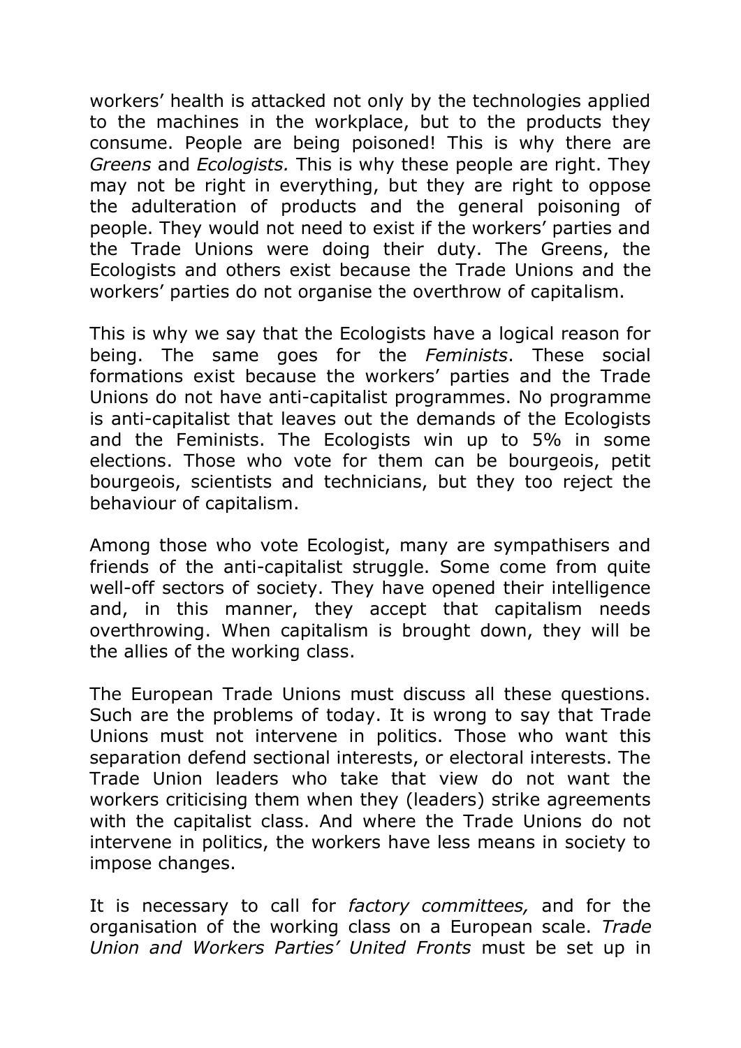workers' health is attacked not only by the technologies applied to the machines in the workplace, but to the products they consume. People are being poisoned! This is why there are *Greens* and *Ecologists.* This is why these people are right. They may not be right in everything, but they are right to oppose the adulteration of products and the general poisoning of people. They would not need to exist if the workers' parties and the Trade Unions were doing their duty. The Greens, the Ecologists and others exist because the Trade Unions and the workers' parties do not organise the overthrow of capitalism.

This is why we say that the Ecologists have a logical reason for being. The same goes for the *Feminists*. These social formations exist because the workers' parties and the Trade Unions do not have anti-capitalist programmes. No programme is anti-capitalist that leaves out the demands of the Ecologists and the Feminists. The Ecologists win up to 5% in some elections. Those who vote for them can be bourgeois, petit bourgeois, scientists and technicians, but they too reject the behaviour of capitalism.

Among those who vote Ecologist, many are sympathisers and friends of the anti-capitalist struggle. Some come from quite well-off sectors of society. They have opened their intelligence and, in this manner, they accept that capitalism needs overthrowing. When capitalism is brought down, they will be the allies of the working class.

The European Trade Unions must discuss all these questions. Such are the problems of today. It is wrong to say that Trade Unions must not intervene in politics. Those who want this separation defend sectional interests, or electoral interests. The Trade Union leaders who take that view do not want the workers criticising them when they (leaders) strike agreements with the capitalist class. And where the Trade Unions do not intervene in politics, the workers have less means in society to impose changes.

It is necessary to call for *factory committees,* and for the organisation of the working class on a European scale. *Trade Union and Workers Parties' United Fronts* must be set up in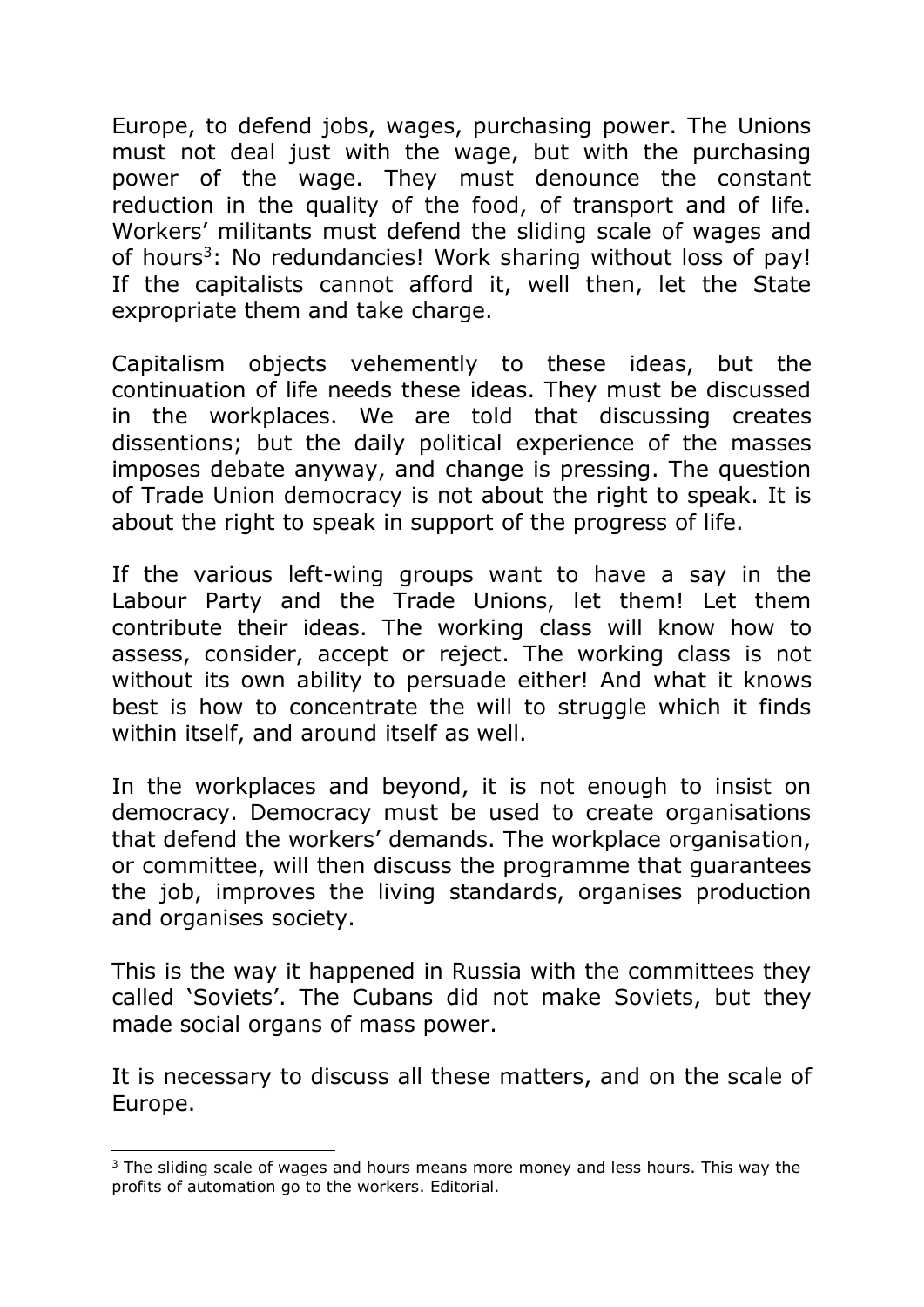Europe, to defend jobs, wages, purchasing power. The Unions must not deal just with the wage, but with the purchasing power of the wage. They must denounce the constant reduction in the quality of the food, of transport and of life. Workers' militants must defend the sliding scale of wages and of hours[3]: No redundancies! Work sharing without loss of pay! If the capitalists cannot afford it, well then, let the State expropriate them and take charge.

Capitalism objects vehemently to these ideas, but the continuation of life needs these ideas. They must be discussed in the workplaces. We are told that discussing creates dissentions; but the daily political experience of the masses imposes debate anyway, and change is pressing. The question of Trade Union democracy is not about the right to speak. It is about the right to speak in support of the progress of life.

If the various left-wing groups want to have a say in the Labour Party and the Trade Unions, let them! Let them contribute their ideas. The working class will know how to assess, consider, accept or reject. The working class is not without its own ability to persuade either! And what it knows best is how to concentrate the will to struggle which it finds within itself, and around itself as well.

In the workplaces and beyond, it is not enough to insist on democracy. Democracy must be used to create organisations that defend the workers' demands. The workplace organisation, or committee, will then discuss the programme that guarantees the job, improves the living standards, organises production and organises society.

This is the way it happened in Russia with the committees they called 'Soviets'. The Cubans did not make Soviets, but they made social organs of mass power.

It is necessary to discuss all these matters, and on the scale of Europe.

---

[3] The sliding scale of wages and hours means more money and less hours. This way the profits of automation go to the workers. Editorial.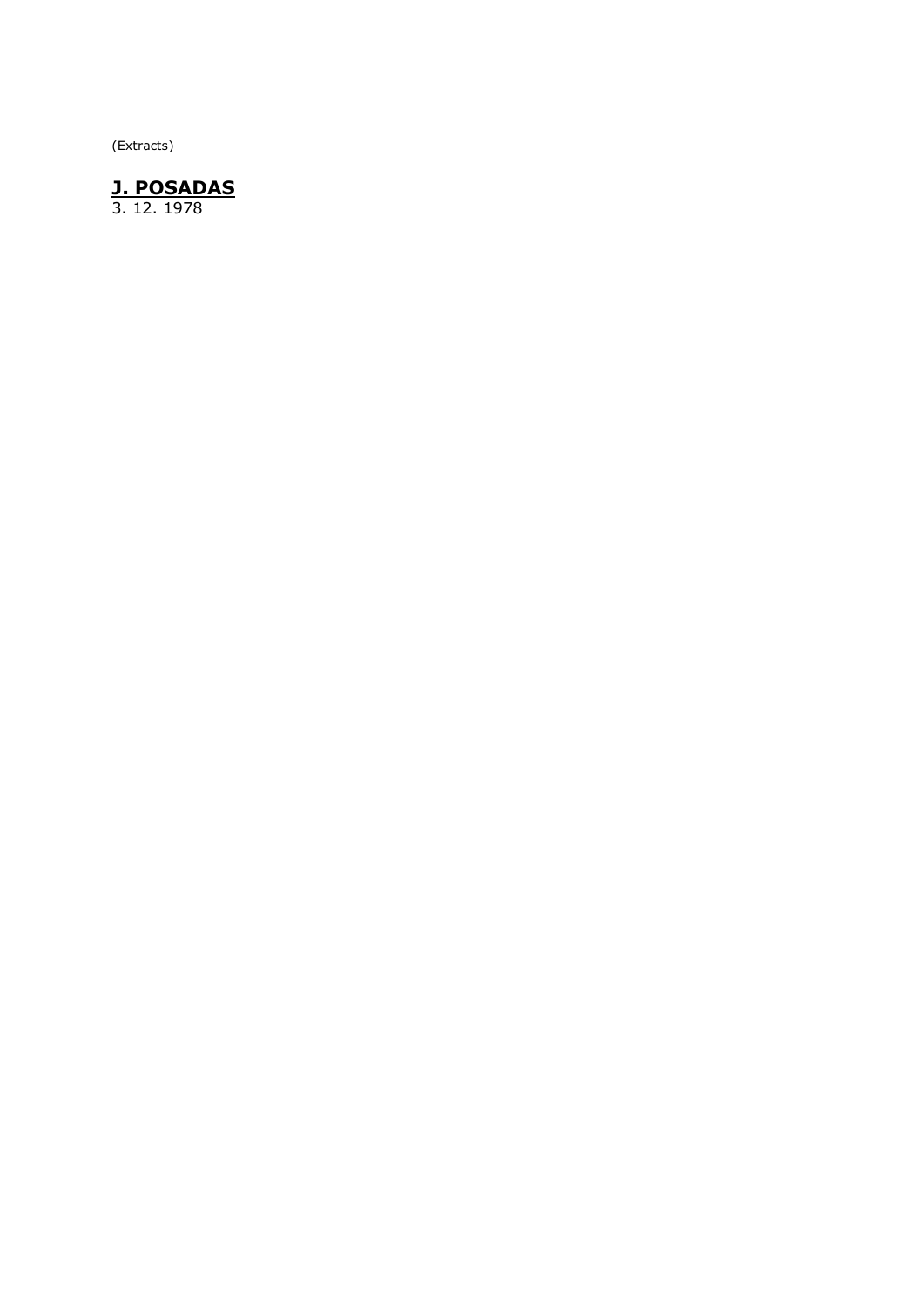(Extracts)

**J. POSADAS**
3. 12. 1978